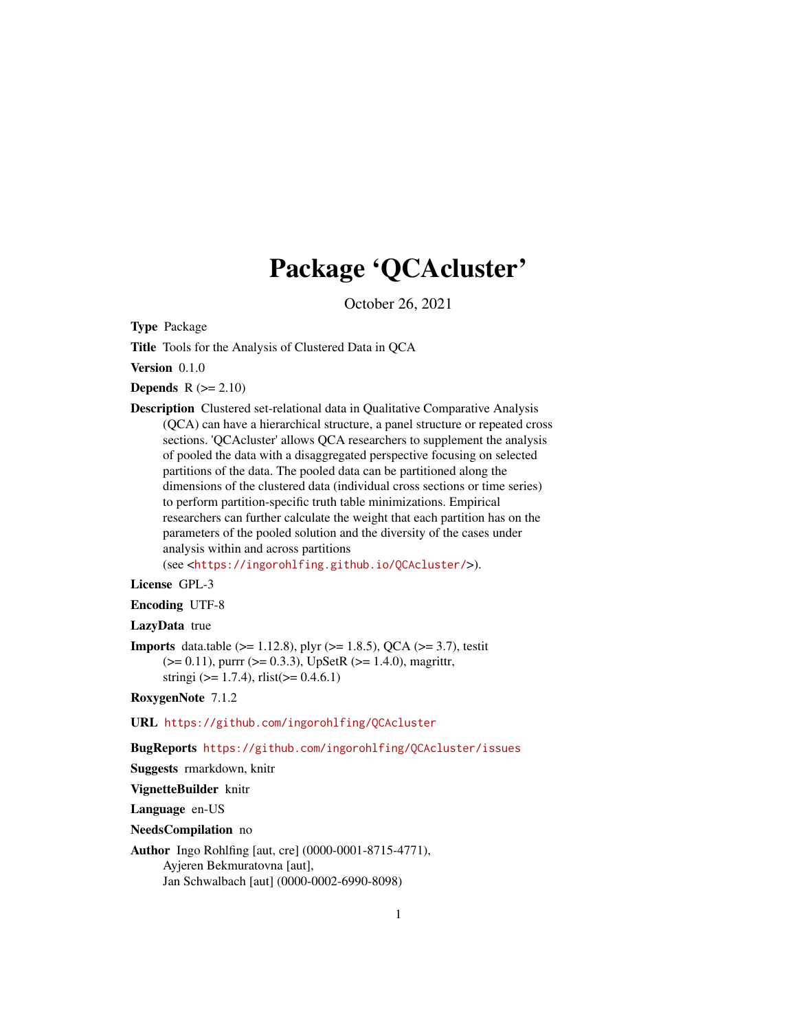# Package 'QCAcluster'

October 26, 2021

**Type** Package

**Title** Tools for the Analysis of Clustered Data in QCA

**Version** 0.1.0

**Depends** R (>= 2.10)

**Description** Clustered set-relational data in Qualitative Comparative Analysis (QCA) can have a hierarchical structure, a panel structure or repeated cross sections. 'QCAcluster' allows QCA researchers to supplement the analysis of pooled the data with a disaggregated perspective focusing on selected partitions of the data. The pooled data can be partitioned along the dimensions of the clustered data (individual cross sections or time series) to perform partition-specific truth table minimizations. Empirical researchers can further calculate the weight that each partition has on the parameters of the pooled solution and the diversity of the cases under analysis within and across partitions (see <https://ingorohlfing.github.io/QCAcluster/>).

**License** GPL-3

**Encoding** UTF-8

**LazyData** true

**Imports** data.table (>= 1.12.8), plyr (>= 1.8.5), QCA (>= 3.7), testit (>= 0.11), purrr (>= 0.3.3), UpSetR (>= 1.4.0), magrittr, stringi (>= 1.7.4), rlist(>= 0.4.6.1)

**RoxygenNote** 7.1.2

**URL** https://github.com/ingorohlfing/QCAcluster

**BugReports** https://github.com/ingorohlfing/QCAcluster/issues

**Suggests** rmarkdown, knitr

**VignetteBuilder** knitr

**Language** en-US

**NeedsCompilation** no

**Author** Ingo Rohlfing [aut, cre] (0000-0001-8715-4771), Ayjeren Bekmuratovna [aut], Jan Schwalbach [aut] (0000-0002-6990-8098)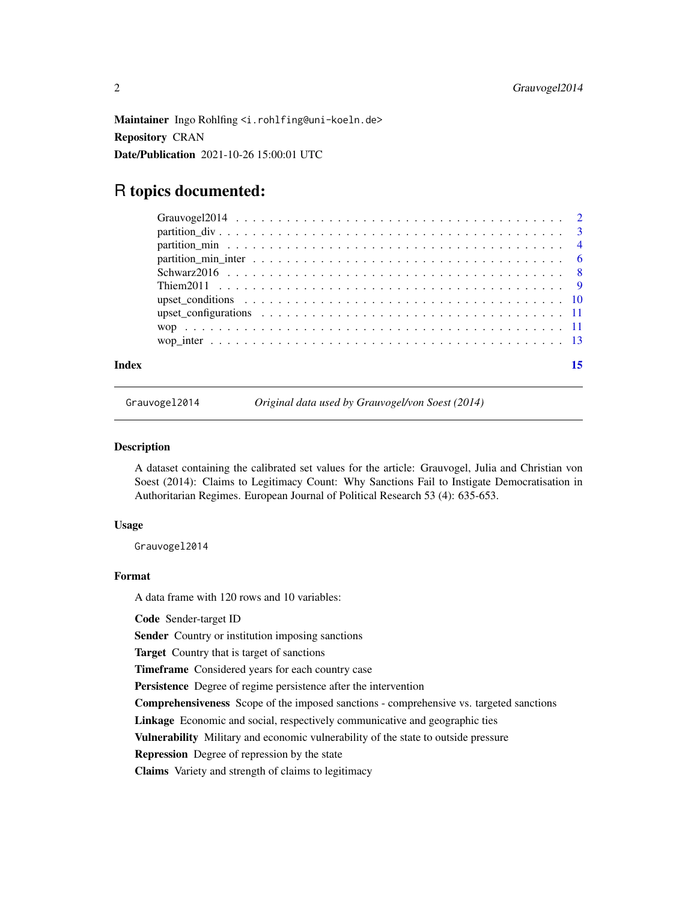**Maintainer** Ingo Rohlfing <i.rohlfing@uni-koeln.de>

**Repository** CRAN

**Date/Publication** 2021-10-26 15:00:01 UTC

# R topics documented:

- Grauvogel2014 . . . . . . . . . . . . . . . . . . . . . . . . . . . . . . . . . . . . . . 2
- partition_div . . . . . . . . . . . . . . . . . . . . . . . . . . . . . . . . . . . . . . 3
- partition_min . . . . . . . . . . . . . . . . . . . . . . . . . . . . . . . . . . . . . . 4
- partition_min_inter . . . . . . . . . . . . . . . . . . . . . . . . . . . . . . . . . . . 6
- Schwarz2016 . . . . . . . . . . . . . . . . . . . . . . . . . . . . . . . . . . . . . . 8
- Thiem2011 . . . . . . . . . . . . . . . . . . . . . . . . . . . . . . . . . . . . . . . 9
- upset_conditions . . . . . . . . . . . . . . . . . . . . . . . . . . . . . . . . . . . . 10
- upset_configurations . . . . . . . . . . . . . . . . . . . . . . . . . . . . . . . . . . 11
- wop . . . . . . . . . . . . . . . . . . . . . . . . . . . . . . . . . . . . . . . . . . 11
- wop_inter . . . . . . . . . . . . . . . . . . . . . . . . . . . . . . . . . . . . . . . 13

**Index** 15

---

`Grauvogel2014` *Original data used by Grauvogel/von Soest (2014)*

---

### Description

A dataset containing the calibrated set values for the article: Grauvogel, Julia and Christian von Soest (2014): Claims to Legitimacy Count: Why Sanctions Fail to Instigate Democratisation in Authoritarian Regimes. European Journal of Political Research 53 (4): 635-653.

### Usage

```
Grauvogel2014
```

### Format

A data frame with 120 rows and 10 variables:

**Code** Sender-target ID

**Sender** Country or institution imposing sanctions

**Target** Country that is target of sanctions

**Timeframe** Considered years for each country case

**Persistence** Degree of regime persistence after the intervention

**Comprehensiveness** Scope of the imposed sanctions - comprehensive vs. targeted sanctions

**Linkage** Economic and social, respectively communicative and geographic ties

**Vulnerability** Military and economic vulnerability of the state to outside pressure

**Repression** Degree of repression by the state

**Claims** Variety and strength of claims to legitimacy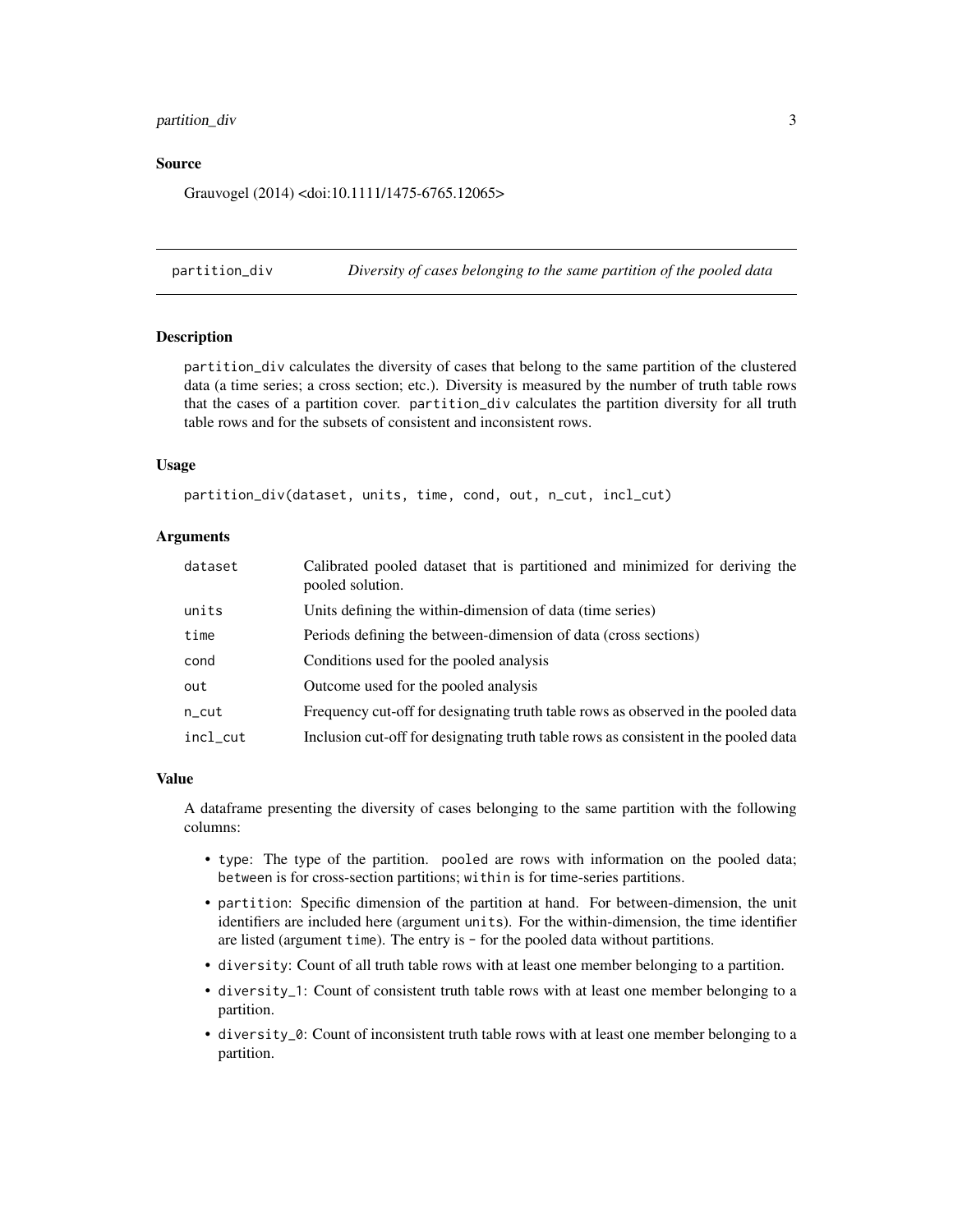### Source

Grauvogel (2014) <doi:10.1111/1475-6765.12065>

---

## partition_div — *Diversity of cases belonging to the same partition of the pooled data*

### Description

partition_div calculates the diversity of cases that belong to the same partition of the clustered data (a time series; a cross section; etc.). Diversity is measured by the number of truth table rows that the cases of a partition cover. partition_div calculates the partition diversity for all truth table rows and for the subsets of consistent and inconsistent rows.

### Usage

```
partition_div(dataset, units, time, cond, out, n_cut, incl_cut)
```

### Arguments

| | |
|---|---|
| dataset | Calibrated pooled dataset that is partitioned and minimized for deriving the pooled solution. |
| units | Units defining the within-dimension of data (time series) |
| time | Periods defining the between-dimension of data (cross sections) |
| cond | Conditions used for the pooled analysis |
| out | Outcome used for the pooled analysis |
| n_cut | Frequency cut-off for designating truth table rows as observed in the pooled data |
| incl_cut | Inclusion cut-off for designating truth table rows as consistent in the pooled data |

### Value

A dataframe presenting the diversity of cases belonging to the same partition with the following columns:

- type: The type of the partition. pooled are rows with information on the pooled data; between is for cross-section partitions; within is for time-series partitions.
- partition: Specific dimension of the partition at hand. For between-dimension, the unit identifiers are included here (argument units). For the within-dimension, the time identifier are listed (argument time). The entry is - for the pooled data without partitions.
- diversity: Count of all truth table rows with at least one member belonging to a partition.
- diversity_1: Count of consistent truth table rows with at least one member belonging to a partition.
- diversity_0: Count of inconsistent truth table rows with at least one member belonging to a partition.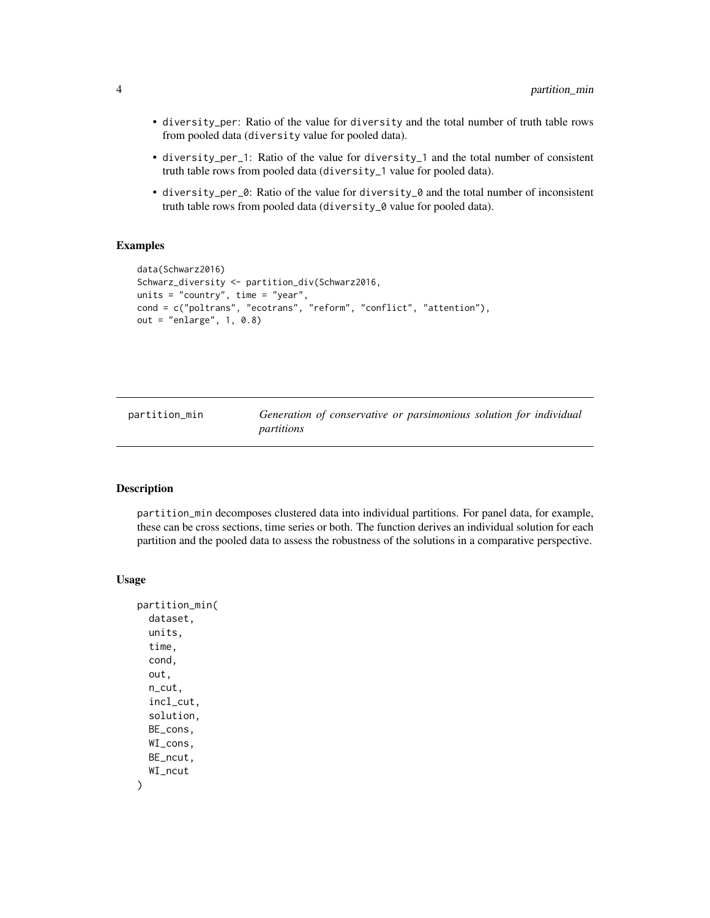- diversity_per: Ratio of the value for diversity and the total number of truth table rows from pooled data (diversity value for pooled data).
- diversity_per_1: Ratio of the value for diversity_1 and the total number of consistent truth table rows from pooled data (diversity_1 value for pooled data).
- diversity_per_0: Ratio of the value for diversity_0 and the total number of inconsistent truth table rows from pooled data (diversity_0 value for pooled data).

### Examples

```
data(Schwarz2016)
Schwarz_diversity <- partition_div(Schwarz2016,
units = "country", time = "year",
cond = c("poltrans", "ecotrans", "reform", "conflict", "attention"),
out = "enlarge", 1, 0.8)
```

---

## partition_min — *Generation of conservative or parsimonious solution for individual partitions*

---

### Description

partition_min decomposes clustered data into individual partitions. For panel data, for example, these can be cross sections, time series or both. The function derives an individual solution for each partition and the pooled data to assess the robustness of the solutions in a comparative perspective.

### Usage

```
partition_min(
  dataset,
  units,
  time,
  cond,
  out,
  n_cut,
  incl_cut,
  solution,
  BE_cons,
  WI_cons,
  BE_ncut,
  WI_ncut
)
```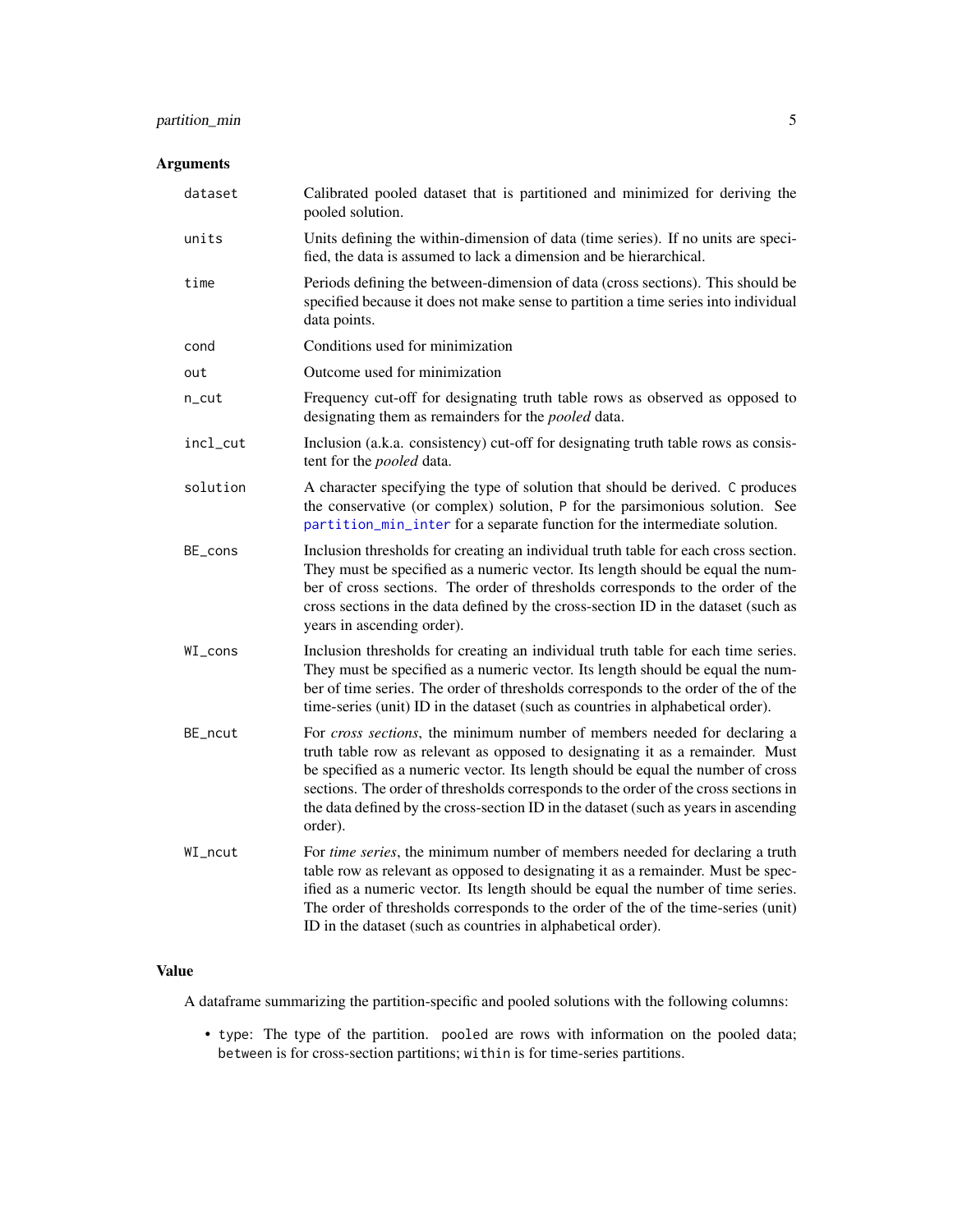### Arguments

| | |
|---|---|
| `dataset` | Calibrated pooled dataset that is partitioned and minimized for deriving the pooled solution. |
| `units` | Units defining the within-dimension of data (time series). If no units are specified, the data is assumed to lack a dimension and be hierarchical. |
| `time` | Periods defining the between-dimension of data (cross sections). This should be specified because it does not make sense to partition a time series into individual data points. |
| `cond` | Conditions used for minimization |
| `out` | Outcome used for minimization |
| `n_cut` | Frequency cut-off for designating truth table rows as observed as opposed to designating them as remainders for the *pooled* data. |
| `incl_cut` | Inclusion (a.k.a. consistency) cut-off for designating truth table rows as consistent for the *pooled* data. |
| `solution` | A character specifying the type of solution that should be derived. `C` produces the conservative (or complex) solution, `P` for the parsimonious solution. See `partition_min_inter` for a separate function for the intermediate solution. |
| `BE_cons` | Inclusion thresholds for creating an individual truth table for each cross section. They must be specified as a numeric vector. Its length should be equal the number of cross sections. The order of thresholds corresponds to the order of the cross sections in the data defined by the cross-section ID in the dataset (such as years in ascending order). |
| `WI_cons` | Inclusion thresholds for creating an individual truth table for each time series. They must be specified as a numeric vector. Its length should be equal the number of time series. The order of thresholds corresponds to the order of the of the time-series (unit) ID in the dataset (such as countries in alphabetical order). |
| `BE_ncut` | For *cross sections*, the minimum number of members needed for declaring a truth table row as relevant as opposed to designating it as a remainder. Must be specified as a numeric vector. Its length should be equal the number of cross sections. The order of thresholds corresponds to the order of the cross sections in the data defined by the cross-section ID in the dataset (such as years in ascending order). |
| `WI_ncut` | For *time series*, the minimum number of members needed for declaring a truth table row as relevant as opposed to designating it as a remainder. Must be specified as a numeric vector. Its length should be equal the number of time series. The order of thresholds corresponds to the order of the of the time-series (unit) ID in the dataset (such as countries in alphabetical order). |

### Value

A dataframe summarizing the partition-specific and pooled solutions with the following columns:

- `type`: The type of the partition. `pooled` are rows with information on the pooled data; `between` is for cross-section partitions; `within` is for time-series partitions.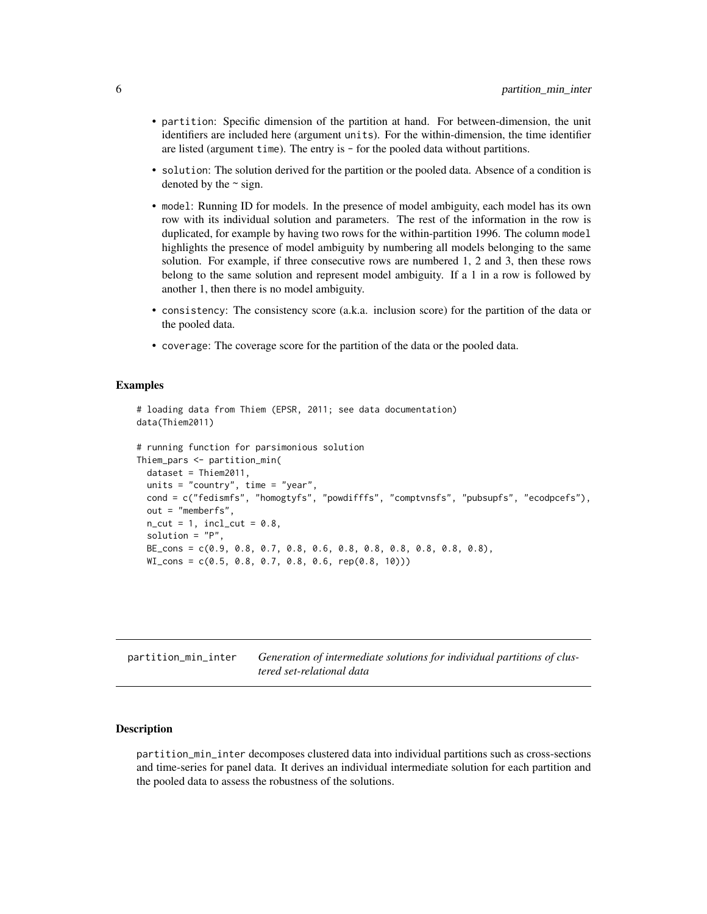- `partition`: Specific dimension of the partition at hand. For between-dimension, the unit identifiers are included here (argument `units`). For the within-dimension, the time identifier are listed (argument `time`). The entry is - for the pooled data without partitions.
- `solution`: The solution derived for the partition or the pooled data. Absence of a condition is denoted by the ~ sign.
- `model`: Running ID for models. In the presence of model ambiguity, each model has its own row with its individual solution and parameters. The rest of the information in the row is duplicated, for example by having two rows for the within-partition 1996. The column `model` highlights the presence of model ambiguity by numbering all models belonging to the same solution. For example, if three consecutive rows are numbered 1, 2 and 3, then these rows belong to the same solution and represent model ambiguity. If a 1 in a row is followed by another 1, then there is no model ambiguity.
- `consistency`: The consistency score (a.k.a. inclusion score) for the partition of the data or the pooled data.
- `coverage`: The coverage score for the partition of the data or the pooled data.

### Examples

```
# loading data from Thiem (EPSR, 2011; see data documentation)
data(Thiem2011)

# running function for parsimonious solution
Thiem_pars <- partition_min(
  dataset = Thiem2011,
  units = "country", time = "year",
  cond = c("fedismfs", "homogtyfs", "powdifffs", "comptvnsfs", "pubsupfs", "ecodpcefs"),
  out = "memberfs",
  n_cut = 1, incl_cut = 0.8,
  solution = "P",
  BE_cons = c(0.9, 0.8, 0.7, 0.8, 0.6, 0.8, 0.8, 0.8, 0.8, 0.8, 0.8),
  WI_cons = c(0.5, 0.8, 0.7, 0.8, 0.6, rep(0.8, 10)))
```

## partition_min_inter — *Generation of intermediate solutions for individual partitions of clustered set-relational data*

### Description

`partition_min_inter` decomposes clustered data into individual partitions such as cross-sections and time-series for panel data. It derives an individual intermediate solution for each partition and the pooled data to assess the robustness of the solutions.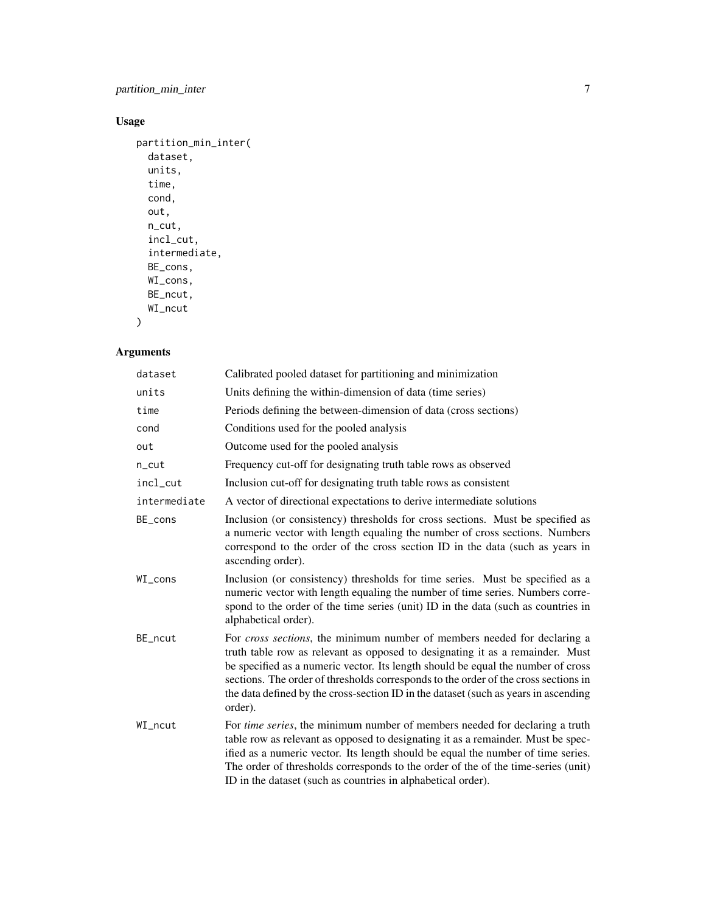## Usage

```
partition_min_inter(
  dataset,
  units,
  time,
  cond,
  out,
  n_cut,
  incl_cut,
  intermediate,
  BE_cons,
  WI_cons,
  BE_ncut,
  WI_ncut
)
```

## Arguments

| | |
|---|---|
| dataset | Calibrated pooled dataset for partitioning and minimization |
| units | Units defining the within-dimension of data (time series) |
| time | Periods defining the between-dimension of data (cross sections) |
| cond | Conditions used for the pooled analysis |
| out | Outcome used for the pooled analysis |
| n_cut | Frequency cut-off for designating truth table rows as observed |
| incl_cut | Inclusion cut-off for designating truth table rows as consistent |
| intermediate | A vector of directional expectations to derive intermediate solutions |
| BE_cons | Inclusion (or consistency) thresholds for cross sections. Must be specified as a numeric vector with length equaling the number of cross sections. Numbers correspond to the order of the cross section ID in the data (such as years in ascending order). |
| WI_cons | Inclusion (or consistency) thresholds for time series. Must be specified as a numeric vector with length equaling the number of time series. Numbers correspond to the order of the time series (unit) ID in the data (such as countries in alphabetical order). |
| BE_ncut | For *cross sections*, the minimum number of members needed for declaring a truth table row as relevant as opposed to designating it as a remainder. Must be specified as a numeric vector. Its length should be equal the number of cross sections. The order of thresholds corresponds to the order of the cross sections in the data defined by the cross-section ID in the dataset (such as years in ascending order). |
| WI_ncut | For *time series*, the minimum number of members needed for declaring a truth table row as relevant as opposed to designating it as a remainder. Must be specified as a numeric vector. Its length should be equal the number of time series. The order of thresholds corresponds to the order of the of the time-series (unit) ID in the dataset (such as countries in alphabetical order). |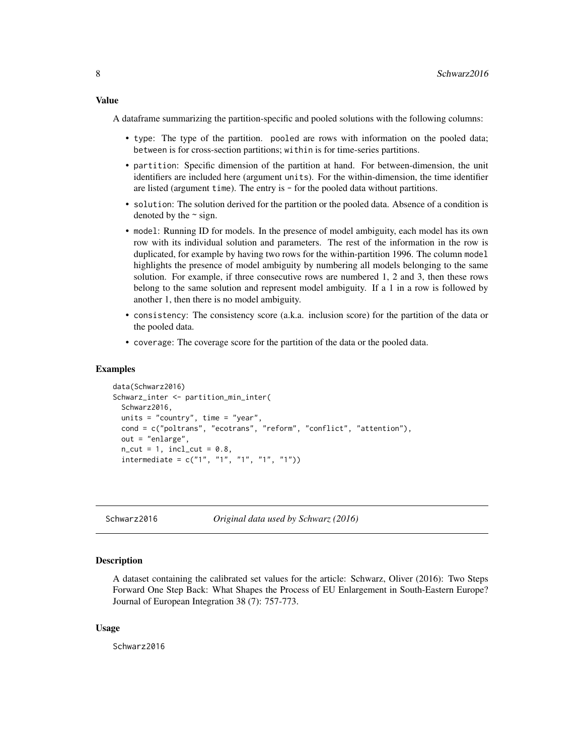### Value

A dataframe summarizing the partition-specific and pooled solutions with the following columns:

- `type`: The type of the partition. `pooled` are rows with information on the pooled data; `between` is for cross-section partitions; `within` is for time-series partitions.
- `partition`: Specific dimension of the partition at hand. For between-dimension, the unit identifiers are included here (argument `units`). For the within-dimension, the time identifier are listed (argument `time`). The entry is `-` for the pooled data without partitions.
- `solution`: The solution derived for the partition or the pooled data. Absence of a condition is denoted by the ~ sign.
- `model`: Running ID for models. In the presence of model ambiguity, each model has its own row with its individual solution and parameters. The rest of the information in the row is duplicated, for example by having two rows for the within-partition 1996. The column `model` highlights the presence of model ambiguity by numbering all models belonging to the same solution. For example, if three consecutive rows are numbered 1, 2 and 3, then these rows belong to the same solution and represent model ambiguity. If a 1 in a row is followed by another 1, then there is no model ambiguity.
- `consistency`: The consistency score (a.k.a. inclusion score) for the partition of the data or the pooled data.
- `coverage`: The coverage score for the partition of the data or the pooled data.

### Examples

```
data(Schwarz2016)
Schwarz_inter <- partition_min_inter(
  Schwarz2016,
  units = "country", time = "year",
  cond = c("poltrans", "ecotrans", "reform", "conflict", "attention"),
  out = "enlarge",
  n_cut = 1, incl_cut = 0.8,
  intermediate = c("1", "1", "1", "1", "1"))
```

---

## Schwarz2016 — *Original data used by Schwarz (2016)*

### Description

A dataset containing the calibrated set values for the article: Schwarz, Oliver (2016): Two Steps Forward One Step Back: What Shapes the Process of EU Enlargement in South-Eastern Europe? Journal of European Integration 38 (7): 757-773.

### Usage

```
Schwarz2016
```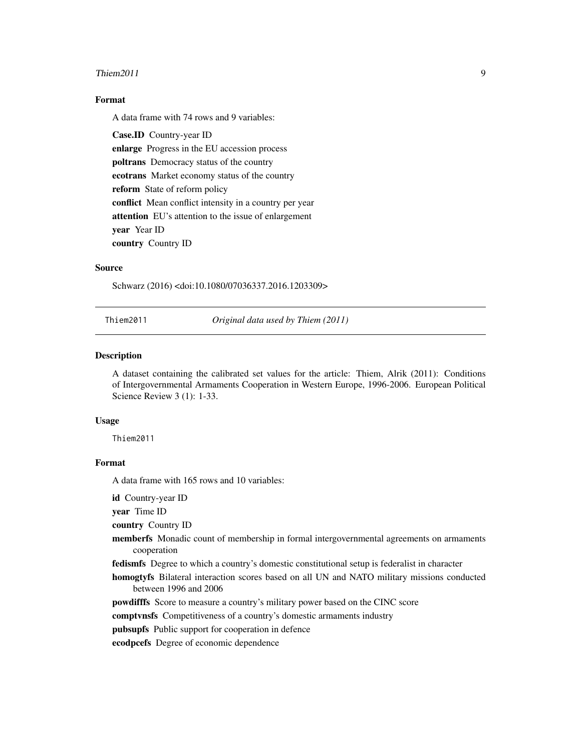### Format

A data frame with 74 rows and 9 variables:

**Case.ID** Country-year ID

**enlarge** Progress in the EU accession process

**poltrans** Democracy status of the country

**ecotrans** Market economy status of the country

**reform** State of reform policy

**conflict** Mean conflict intensity in a country per year

**attention** EU's attention to the issue of enlargement

**year** Year ID

**country** Country ID

### Source

Schwarz (2016) <doi:10.1080/07036337.2016.1203309>

---

## Thiem2011 *Original data used by Thiem (2011)*

---

### Description

A dataset containing the calibrated set values for the article: Thiem, Alrik (2011): Conditions of Intergovernmental Armaments Cooperation in Western Europe, 1996-2006. European Political Science Review 3 (1): 1-33.

### Usage

```
Thiem2011
```

### Format

A data frame with 165 rows and 10 variables:

**id** Country-year ID

**year** Time ID

**country** Country ID

**memberfs** Monadic count of membership in formal intergovernmental agreements on armaments cooperation

**fedismfs** Degree to which a country's domestic constitutional setup is federalist in character

**homogtyfs** Bilateral interaction scores based on all UN and NATO military missions conducted between 1996 and 2006

**powdifffs** Score to measure a country's military power based on the CINC score

**comptvnsfs** Competitiveness of a country's domestic armaments industry

**pubsupfs** Public support for cooperation in defence

**ecodpcefs** Degree of economic dependence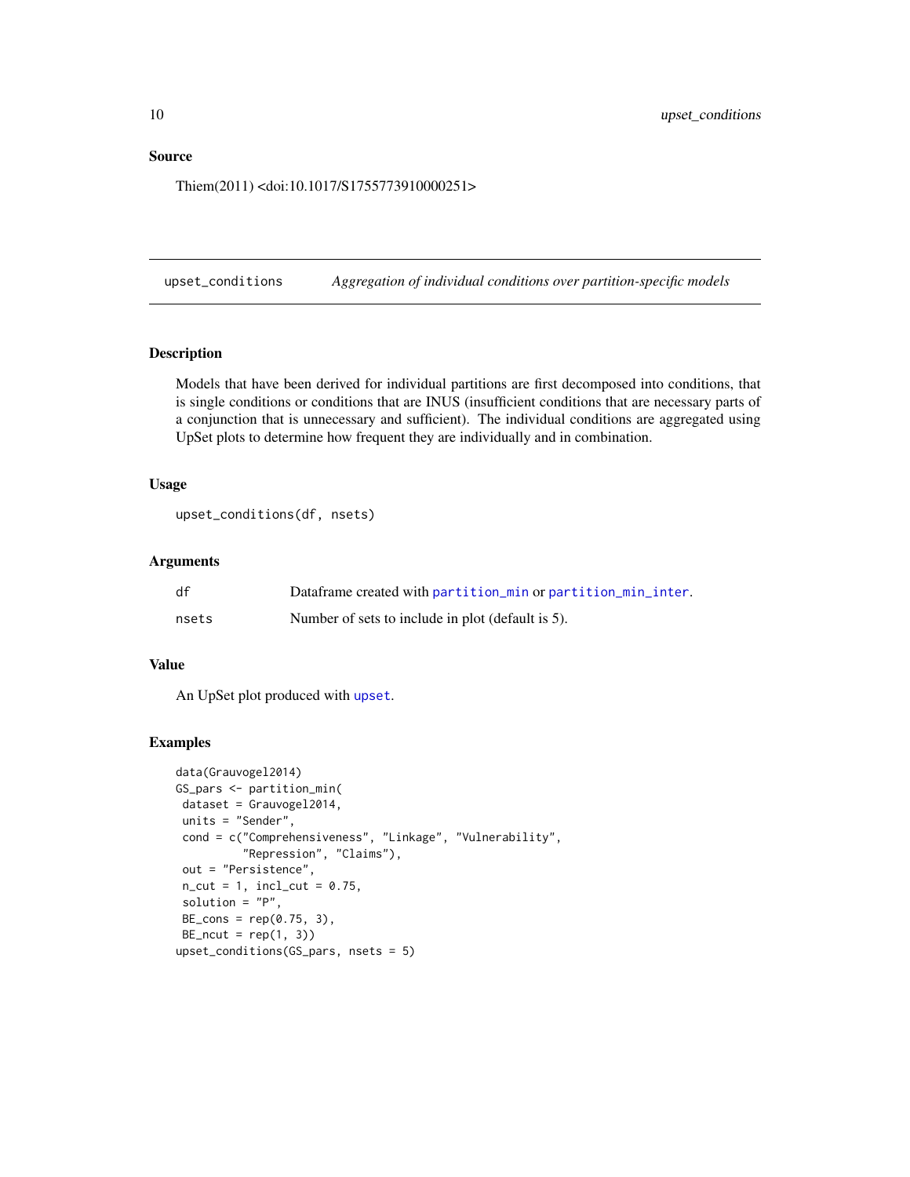### Source

Thiem(2011) <doi:10.1017/S1755773910000251>

---

## upset_conditions *Aggregation of individual conditions over partition-specific models*

---

### Description

Models that have been derived for individual partitions are first decomposed into conditions, that is single conditions or conditions that are INUS (insufficient conditions that are necessary parts of a conjunction that is unnecessary and sufficient). The individual conditions are aggregated using UpSet plots to determine how frequent they are individually and in combination.

### Usage

```
upset_conditions(df, nsets)
```

### Arguments

| | |
|---|---|
| df | Dataframe created with partition_min or partition_min_inter. |
| nsets | Number of sets to include in plot (default is 5). |

### Value

An UpSet plot produced with upset.

### Examples

```
data(Grauvogel2014)
GS_pars <- partition_min(
 dataset = Grauvogel2014,
 units = "Sender",
 cond = c("Comprehensiveness", "Linkage", "Vulnerability",
          "Repression", "Claims"),
 out = "Persistence",
 n_cut = 1, incl_cut = 0.75,
 solution = "P",
 BE_cons = rep(0.75, 3),
 BE_ncut = rep(1, 3))
upset_conditions(GS_pars, nsets = 5)
```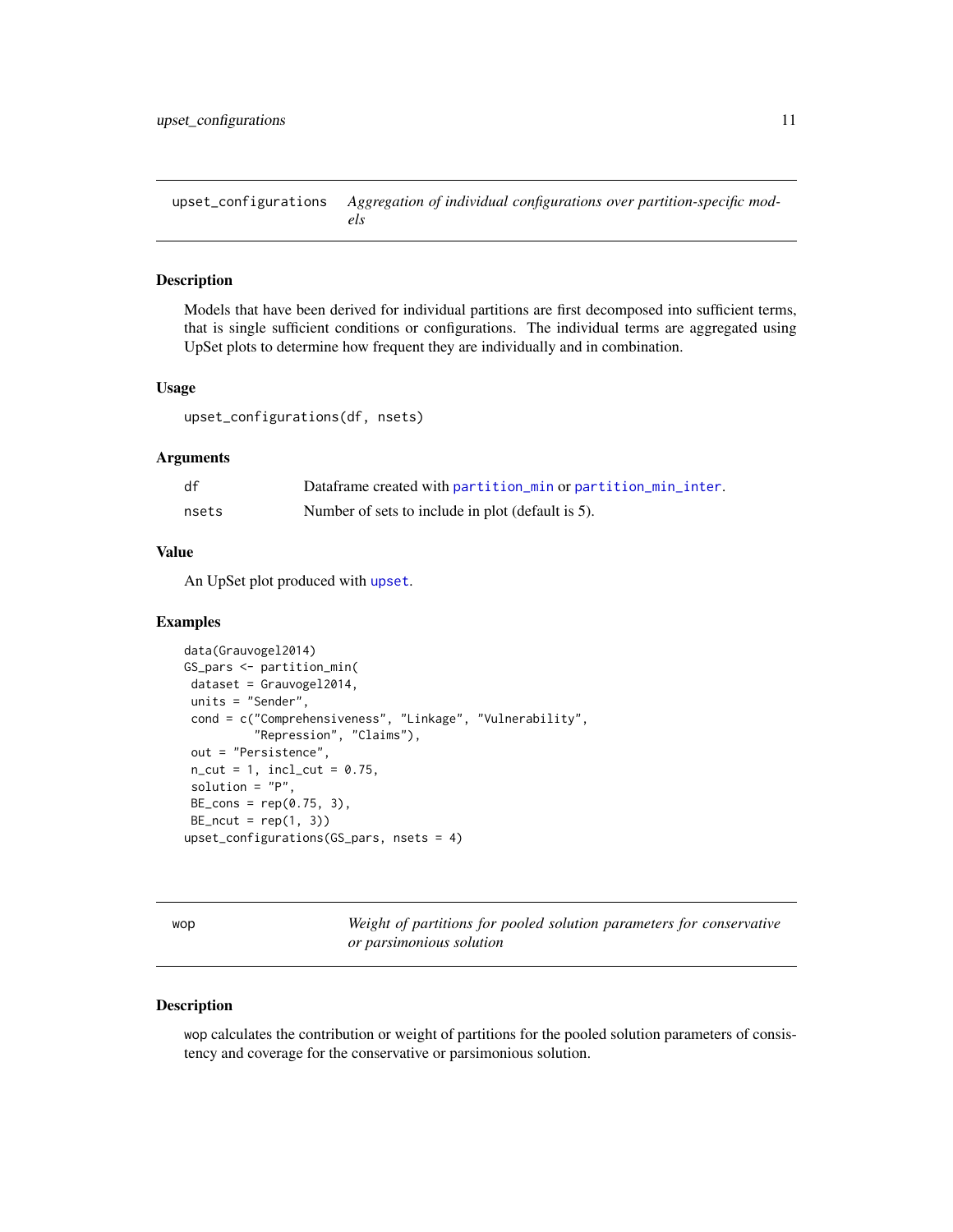## upset_configurations — *Aggregation of individual configurations over partition-specific models*

### Description

Models that have been derived for individual partitions are first decomposed into sufficient terms, that is single sufficient conditions or configurations. The individual terms are aggregated using UpSet plots to determine how frequent they are individually and in combination.

### Usage

```
upset_configurations(df, nsets)
```

### Arguments

| | |
|---|---|
| df | Dataframe created with partition_min or partition_min_inter. |
| nsets | Number of sets to include in plot (default is 5). |

### Value

An UpSet plot produced with upset.

### Examples

```
data(Grauvogel2014)
GS_pars <- partition_min(
 dataset = Grauvogel2014,
 units = "Sender",
 cond = c("Comprehensiveness", "Linkage", "Vulnerability",
          "Repression", "Claims"),
 out = "Persistence",
 n_cut = 1, incl_cut = 0.75,
 solution = "P",
 BE_cons = rep(0.75, 3),
 BE_ncut = rep(1, 3))
upset_configurations(GS_pars, nsets = 4)
```

## wop — *Weight of partitions for pooled solution parameters for conservative or parsimonious solution*

### Description

wop calculates the contribution or weight of partitions for the pooled solution parameters of consistency and coverage for the conservative or parsimonious solution.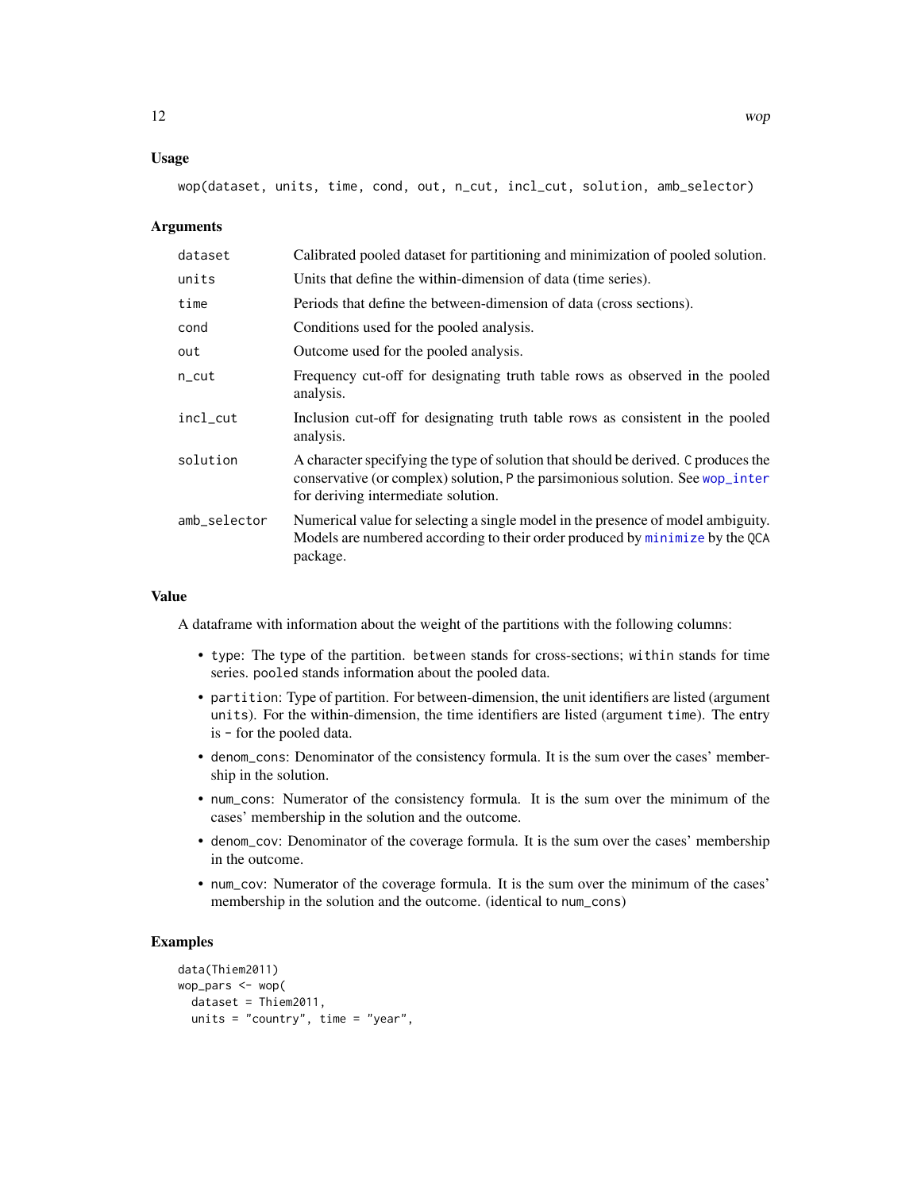### Usage

```
wop(dataset, units, time, cond, out, n_cut, incl_cut, solution, amb_selector)
```

### Arguments

| Argument | Description |
| --- | --- |
| dataset | Calibrated pooled dataset for partitioning and minimization of pooled solution. |
| units | Units that define the within-dimension of data (time series). |
| time | Periods that define the between-dimension of data (cross sections). |
| cond | Conditions used for the pooled analysis. |
| out | Outcome used for the pooled analysis. |
| n_cut | Frequency cut-off for designating truth table rows as observed in the pooled analysis. |
| incl_cut | Inclusion cut-off for designating truth table rows as consistent in the pooled analysis. |
| solution | A character specifying the type of solution that should be derived. C produces the conservative (or complex) solution, P the parsimonious solution. See wop_inter for deriving intermediate solution. |
| amb_selector | Numerical value for selecting a single model in the presence of model ambiguity. Models are numbered according to their order produced by minimize by the QCA package. |

### Value

A dataframe with information about the weight of the partitions with the following columns:

- type: The type of the partition. between stands for cross-sections; within stands for time series. pooled stands information about the pooled data.
- partition: Type of partition. For between-dimension, the unit identifiers are listed (argument units). For the within-dimension, the time identifiers are listed (argument time). The entry is - for the pooled data.
- denom_cons: Denominator of the consistency formula. It is the sum over the cases' membership in the solution.
- num_cons: Numerator of the consistency formula. It is the sum over the minimum of the cases' membership in the solution and the outcome.
- denom_cov: Denominator of the coverage formula. It is the sum over the cases' membership in the outcome.
- num_cov: Numerator of the coverage formula. It is the sum over the minimum of the cases' membership in the solution and the outcome. (identical to num_cons)

### Examples

```
data(Thiem2011)
wop_pars <- wop(
  dataset = Thiem2011,
  units = "country", time = "year",
```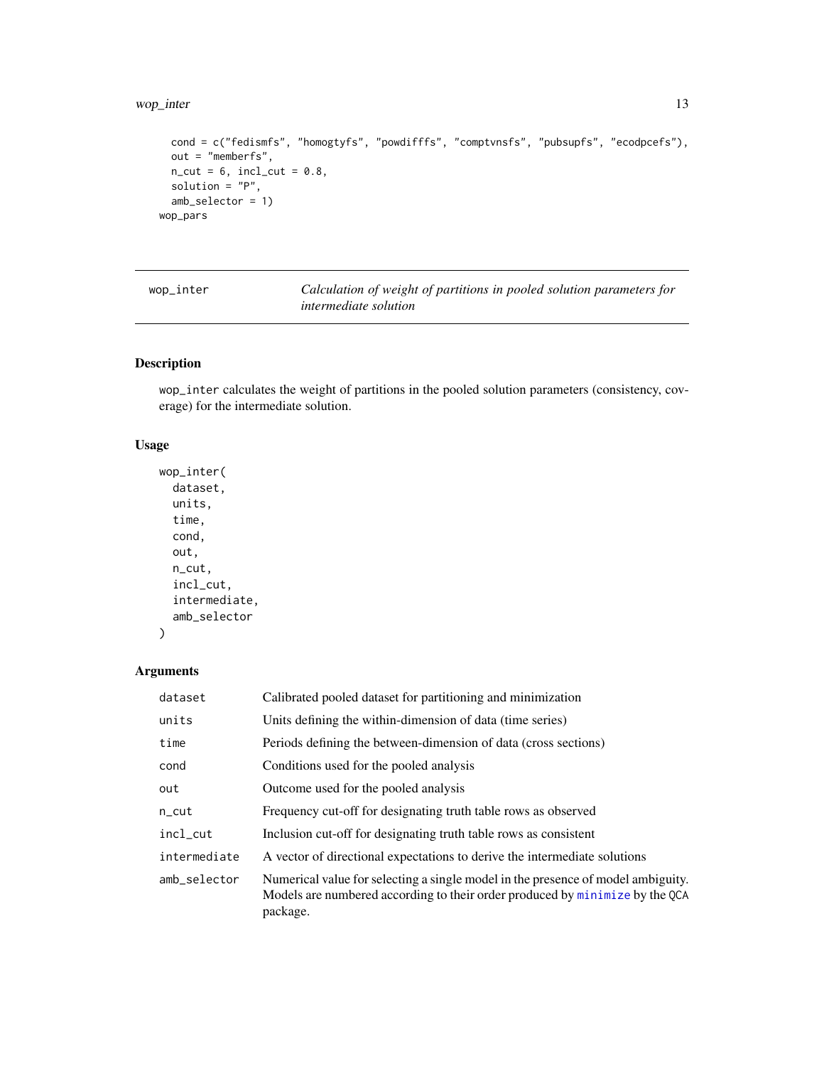```
  cond = c("fedismfs", "homogtyfs", "powdifffs", "comptvnsfs", "pubsupfs", "ecodpcefs"),
  out = "memberfs",
  n_cut = 6, incl_cut = 0.8,
  solution = "P",
  amb_selector = 1)
wop_pars
```

---

## wop_inter — *Calculation of weight of partitions in pooled solution parameters for intermediate solution*

### Description

wop_inter calculates the weight of partitions in the pooled solution parameters (consistency, coverage) for the intermediate solution.

### Usage

```
wop_inter(
  dataset,
  units,
  time,
  cond,
  out,
  n_cut,
  incl_cut,
  intermediate,
  amb_selector
)
```

### Arguments

| | |
|---|---|
| dataset | Calibrated pooled dataset for partitioning and minimization |
| units | Units defining the within-dimension of data (time series) |
| time | Periods defining the between-dimension of data (cross sections) |
| cond | Conditions used for the pooled analysis |
| out | Outcome used for the pooled analysis |
| n_cut | Frequency cut-off for designating truth table rows as observed |
| incl_cut | Inclusion cut-off for designating truth table rows as consistent |
| intermediate | A vector of directional expectations to derive the intermediate solutions |
| amb_selector | Numerical value for selecting a single model in the presence of model ambiguity. Models are numbered according to their order produced by minimize by the QCA package. |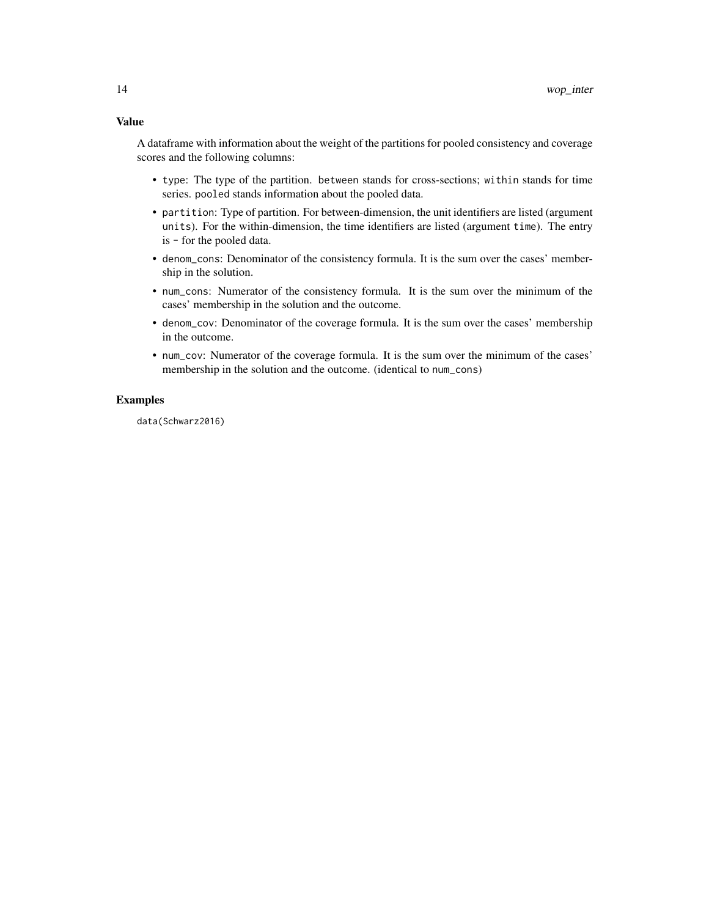## Value

A dataframe with information about the weight of the partitions for pooled consistency and coverage scores and the following columns:

- `type`: The type of the partition. `between` stands for cross-sections; `within` stands for time series. `pooled` stands information about the pooled data.
- `partition`: Type of partition. For between-dimension, the unit identifiers are listed (argument `units`). For the within-dimension, the time identifiers are listed (argument `time`). The entry is `-` for the pooled data.
- `denom_cons`: Denominator of the consistency formula. It is the sum over the cases' membership in the solution.
- `num_cons`: Numerator of the consistency formula. It is the sum over the minimum of the cases' membership in the solution and the outcome.
- `denom_cov`: Denominator of the coverage formula. It is the sum over the cases' membership in the outcome.
- `num_cov`: Numerator of the coverage formula. It is the sum over the minimum of the cases' membership in the solution and the outcome. (identical to `num_cons`)

## Examples

```
data(Schwarz2016)
```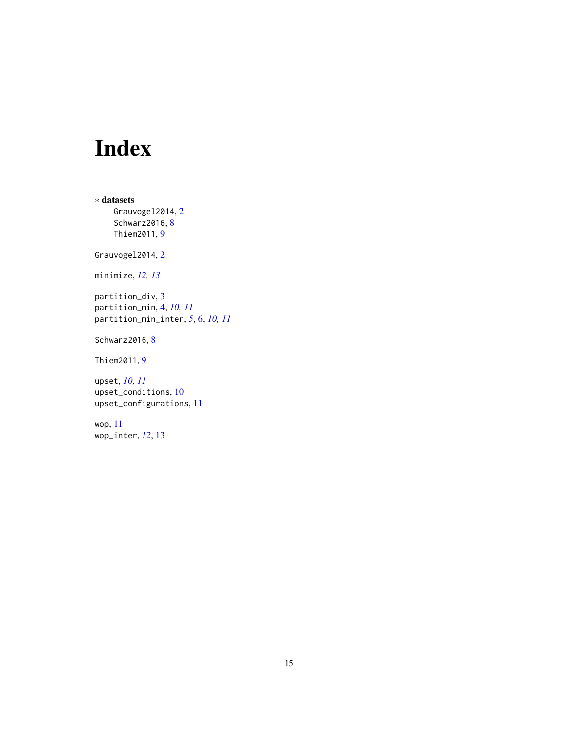# Index

∗ **datasets**
    Grauvogel2014, 2
    Schwarz2016, 8
    Thiem2011, 9

Grauvogel2014, 2

minimize, *12, 13*

partition_div, 3
partition_min, 4, *10, 11*
partition_min_inter, *5*, 6, *10, 11*

Schwarz2016, 8

Thiem2011, 9

upset, *10, 11*
upset_conditions, 10
upset_configurations, 11

wop, 11
wop_inter, *12*, 13